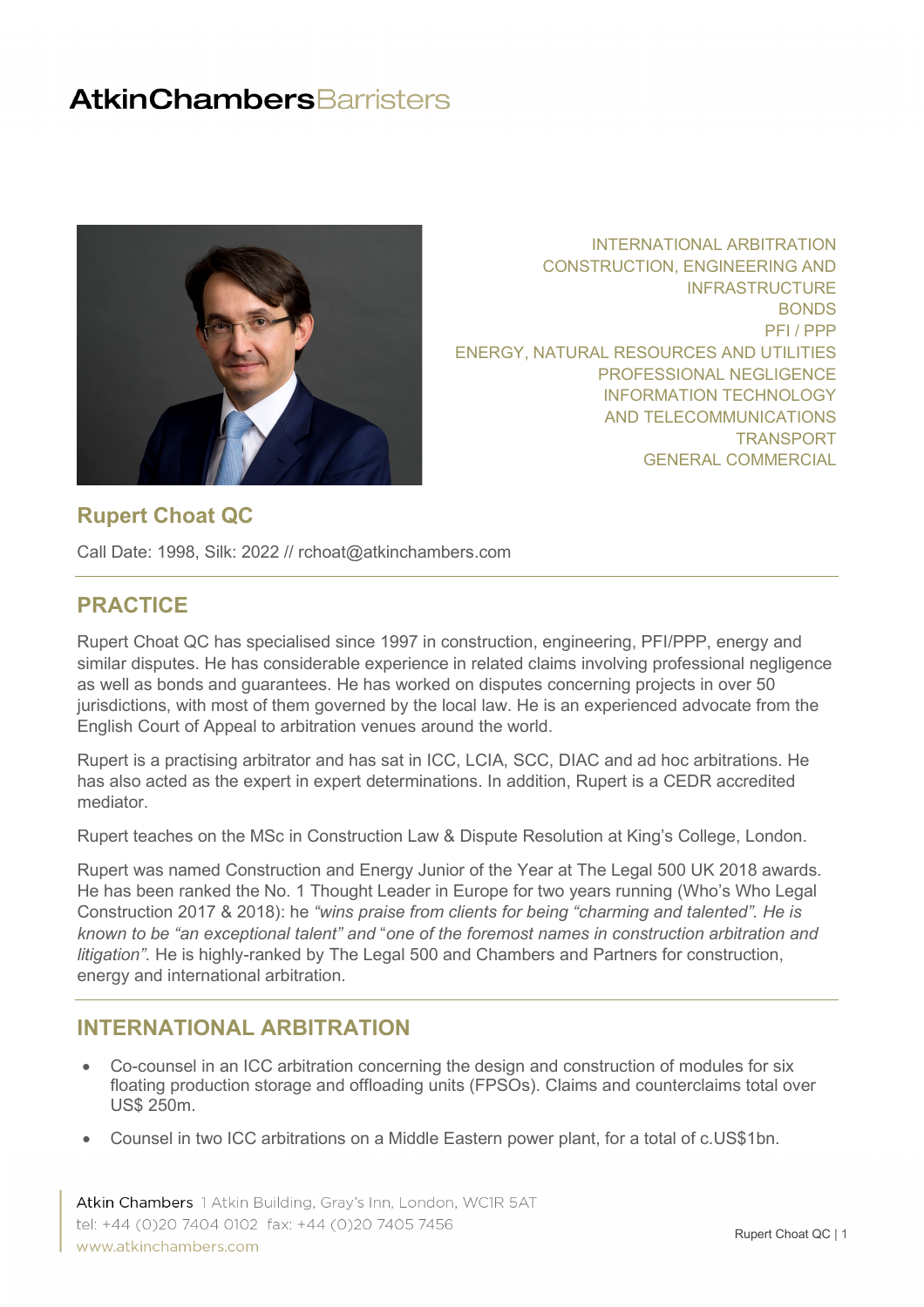# AtkinChambersBarristers

INTERNATIONAL ARBITRATION
CONSTRUCTION, ENGINEERING AND INFRASTRUCTURE
BONDS
PFI / PPP
ENERGY, NATURAL RESOURCES AND UTILITIES
PROFESSIONAL NEGLIGENCE
INFORMATION TECHNOLOGY AND TELECOMMUNICATIONS
TRANSPORT
GENERAL COMMERCIAL

## Rupert Choat QC

Call Date: 1998, Silk: 2022 // rchoat@atkinchambers.com

## PRACTICE

Rupert Choat QC has specialised since 1997 in construction, engineering, PFI/PPP, energy and similar disputes. He has considerable experience in related claims involving professional negligence as well as bonds and guarantees. He has worked on disputes concerning projects in over 50 jurisdictions, with most of them governed by the local law. He is an experienced advocate from the English Court of Appeal to arbitration venues around the world.

Rupert is a practising arbitrator and has sat in ICC, LCIA, SCC, DIAC and ad hoc arbitrations. He has also acted as the expert in expert determinations. In addition, Rupert is a CEDR accredited mediator.

Rupert teaches on the MSc in Construction Law & Dispute Resolution at King's College, London.

Rupert was named Construction and Energy Junior of the Year at The Legal 500 UK 2018 awards. He has been ranked the No. 1 Thought Leader in Europe for two years running (Who's Who Legal Construction 2017 & 2018): he *"wins praise from clients for being "charming and talented". He is known to be "an exceptional talent" and* "*one of the foremost names in construction arbitration and litigation"*. He is highly-ranked by The Legal 500 and Chambers and Partners for construction, energy and international arbitration.

## INTERNATIONAL ARBITRATION

- Co-counsel in an ICC arbitration concerning the design and construction of modules for six floating production storage and offloading units (FPSOs). Claims and counterclaims total over US$ 250m.
- Counsel in two ICC arbitrations on a Middle Eastern power plant, for a total of c.US$1bn.

Atkin Chambers 1 Atkin Building, Gray's Inn, London, WC1R 5AT
tel: +44 (0)20 7404 0102 fax: +44 (0)20 7405 7456
www.atkinchambers.com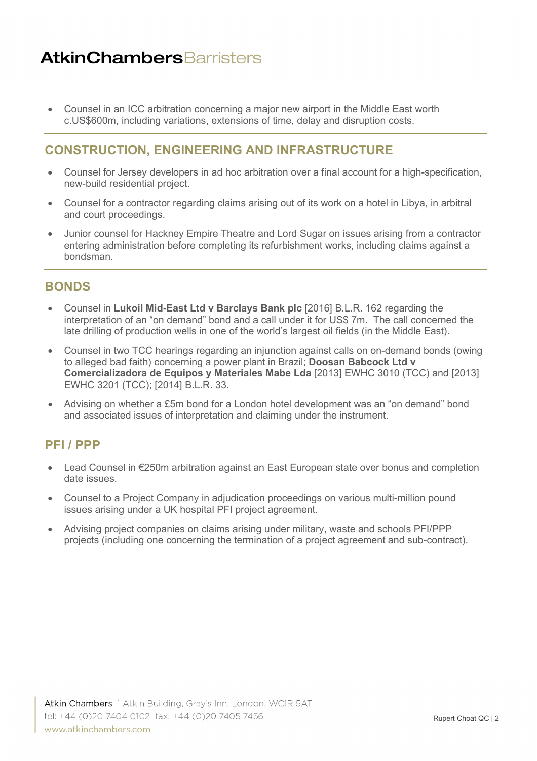- Counsel in an ICC arbitration concerning a major new airport in the Middle East worth c.US$600m, including variations, extensions of time, delay and disruption costs.

## CONSTRUCTION, ENGINEERING AND INFRASTRUCTURE

- Counsel for Jersey developers in ad hoc arbitration over a final account for a high-specification, new-build residential project.
- Counsel for a contractor regarding claims arising out of its work on a hotel in Libya, in arbitral and court proceedings.
- Junior counsel for Hackney Empire Theatre and Lord Sugar on issues arising from a contractor entering administration before completing its refurbishment works, including claims against a bondsman.

## BONDS

- Counsel in **Lukoil Mid-East Ltd v Barclays Bank plc** [2016] B.L.R. 162 regarding the interpretation of an "on demand" bond and a call under it for US$ 7m. The call concerned the late drilling of production wells in one of the world's largest oil fields (in the Middle East).
- Counsel in two TCC hearings regarding an injunction against calls on on-demand bonds (owing to alleged bad faith) concerning a power plant in Brazil; **Doosan Babcock Ltd v Comercializadora de Equipos y Materiales Mabe Lda** [2013] EWHC 3010 (TCC) and [2013] EWHC 3201 (TCC); [2014] B.L.R. 33.
- Advising on whether a £5m bond for a London hotel development was an "on demand" bond and associated issues of interpretation and claiming under the instrument.

## PFI / PPP

- Lead Counsel in €250m arbitration against an East European state over bonus and completion date issues.
- Counsel to a Project Company in adjudication proceedings on various multi-million pound issues arising under a UK hospital PFI project agreement.
- Advising project companies on claims arising under military, waste and schools PFI/PPP projects (including one concerning the termination of a project agreement and sub-contract).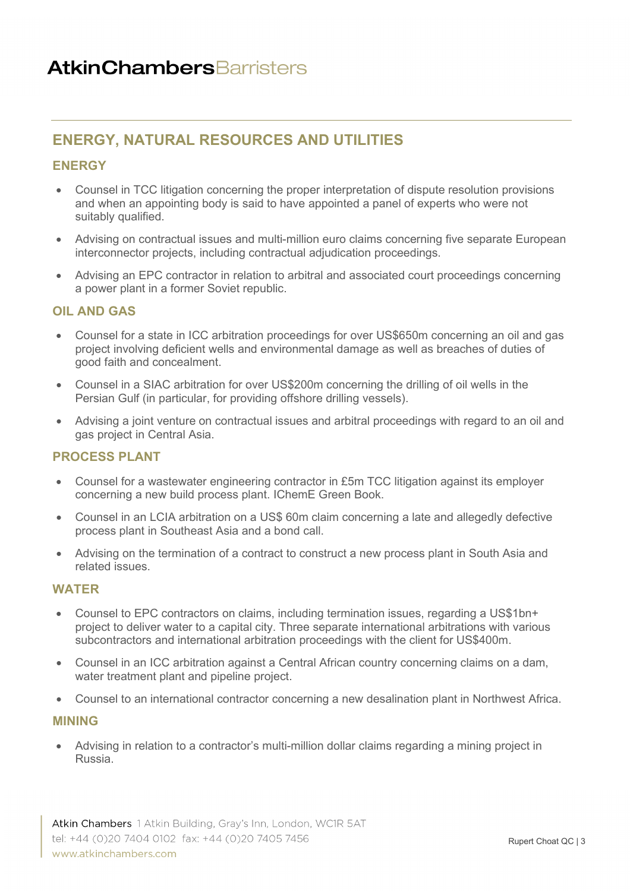## ENERGY, NATURAL RESOURCES AND UTILITIES

### ENERGY

- Counsel in TCC litigation concerning the proper interpretation of dispute resolution provisions and when an appointing body is said to have appointed a panel of experts who were not suitably qualified.
- Advising on contractual issues and multi-million euro claims concerning five separate European interconnector projects, including contractual adjudication proceedings.
- Advising an EPC contractor in relation to arbitral and associated court proceedings concerning a power plant in a former Soviet republic.

### OIL AND GAS

- Counsel for a state in ICC arbitration proceedings for over US$650m concerning an oil and gas project involving deficient wells and environmental damage as well as breaches of duties of good faith and concealment.
- Counsel in a SIAC arbitration for over US$200m concerning the drilling of oil wells in the Persian Gulf (in particular, for providing offshore drilling vessels).
- Advising a joint venture on contractual issues and arbitral proceedings with regard to an oil and gas project in Central Asia.

### PROCESS PLANT

- Counsel for a wastewater engineering contractor in £5m TCC litigation against its employer concerning a new build process plant. IChemE Green Book.
- Counsel in an LCIA arbitration on a US$ 60m claim concerning a late and allegedly defective process plant in Southeast Asia and a bond call.
- Advising on the termination of a contract to construct a new process plant in South Asia and related issues.

### WATER

- Counsel to EPC contractors on claims, including termination issues, regarding a US$1bn+ project to deliver water to a capital city. Three separate international arbitrations with various subcontractors and international arbitration proceedings with the client for US$400m.
- Counsel in an ICC arbitration against a Central African country concerning claims on a dam, water treatment plant and pipeline project.
- Counsel to an international contractor concerning a new desalination plant in Northwest Africa.

### MINING

- Advising in relation to a contractor's multi-million dollar claims regarding a mining project in Russia.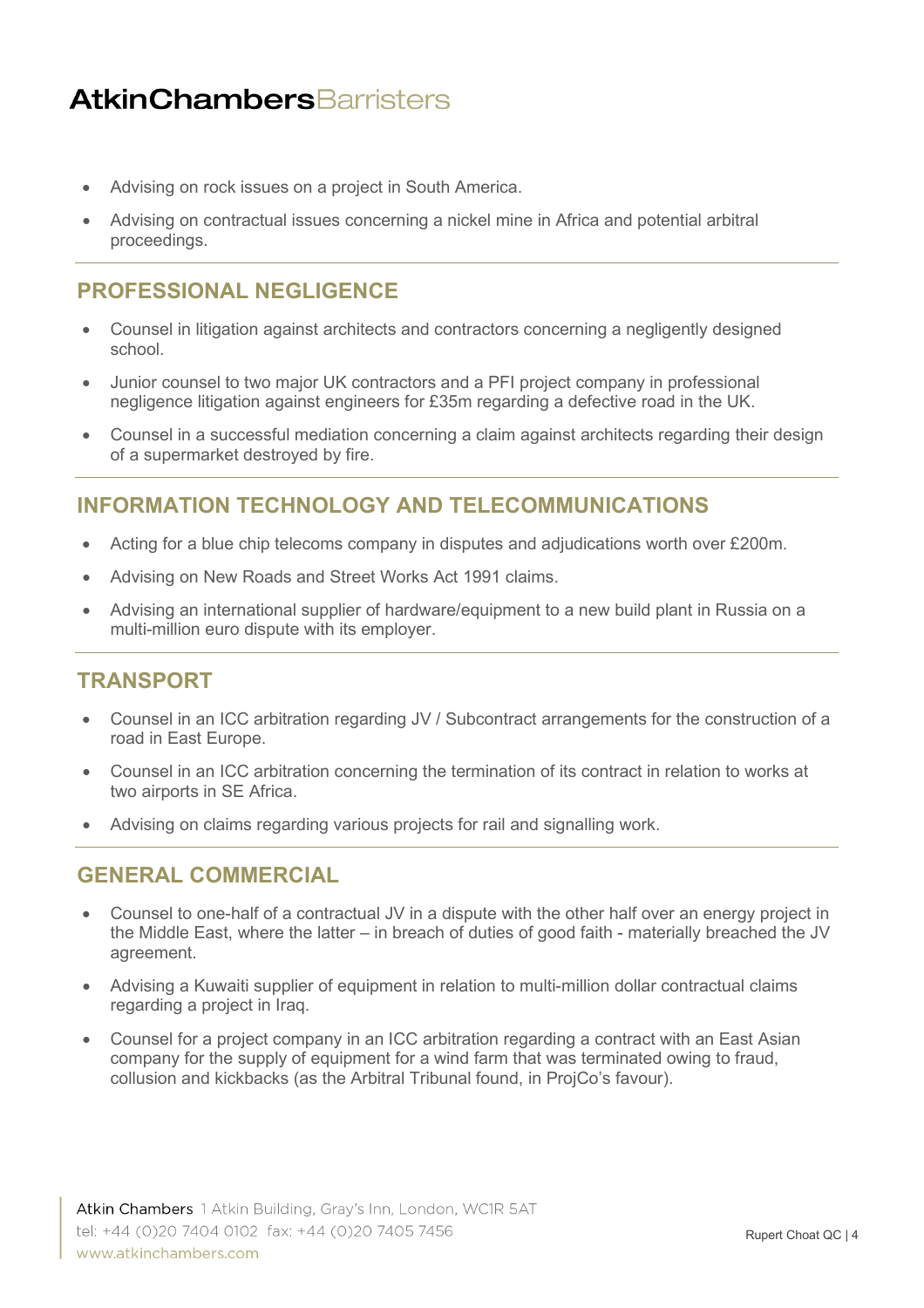- Advising on rock issues on a project in South America.
- Advising on contractual issues concerning a nickel mine in Africa and potential arbitral proceedings.

## PROFESSIONAL NEGLIGENCE

- Counsel in litigation against architects and contractors concerning a negligently designed school.
- Junior counsel to two major UK contractors and a PFI project company in professional negligence litigation against engineers for £35m regarding a defective road in the UK.
- Counsel in a successful mediation concerning a claim against architects regarding their design of a supermarket destroyed by fire.

## INFORMATION TECHNOLOGY AND TELECOMMUNICATIONS

- Acting for a blue chip telecoms company in disputes and adjudications worth over £200m.
- Advising on New Roads and Street Works Act 1991 claims.
- Advising an international supplier of hardware/equipment to a new build plant in Russia on a multi-million euro dispute with its employer.

## TRANSPORT

- Counsel in an ICC arbitration regarding JV / Subcontract arrangements for the construction of a road in East Europe.
- Counsel in an ICC arbitration concerning the termination of its contract in relation to works at two airports in SE Africa.
- Advising on claims regarding various projects for rail and signalling work.

## GENERAL COMMERCIAL

- Counsel to one-half of a contractual JV in a dispute with the other half over an energy project in the Middle East, where the latter – in breach of duties of good faith - materially breached the JV agreement.
- Advising a Kuwaiti supplier of equipment in relation to multi-million dollar contractual claims regarding a project in Iraq.
- Counsel for a project company in an ICC arbitration regarding a contract with an East Asian company for the supply of equipment for a wind farm that was terminated owing to fraud, collusion and kickbacks (as the Arbitral Tribunal found, in ProjCo's favour).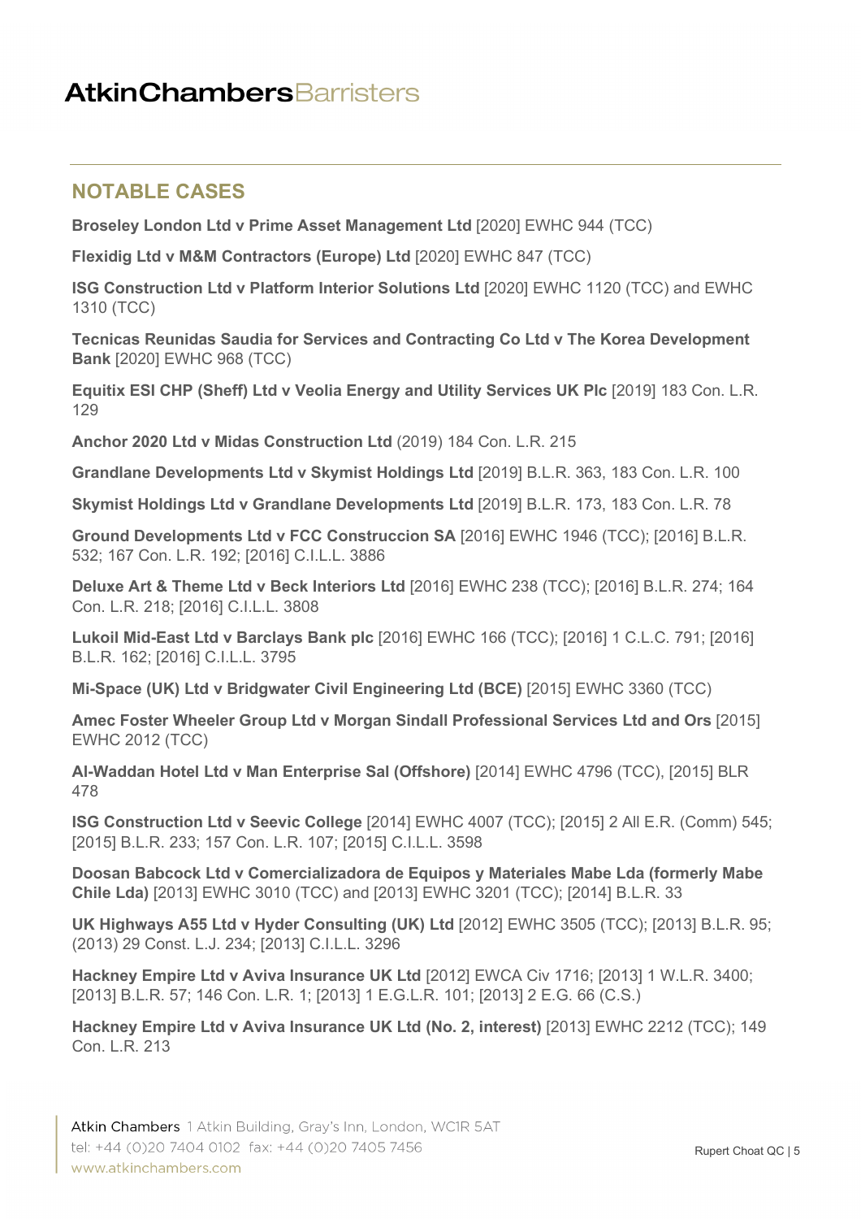## NOTABLE CASES

**Broseley London Ltd v Prime Asset Management Ltd** [2020] EWHC 944 (TCC)

**Flexidig Ltd v M&M Contractors (Europe) Ltd** [2020] EWHC 847 (TCC)

**ISG Construction Ltd v Platform Interior Solutions Ltd** [2020] EWHC 1120 (TCC) and EWHC 1310 (TCC)

**Tecnicas Reunidas Saudia for Services and Contracting Co Ltd v The Korea Development Bank** [2020] EWHC 968 (TCC)

**Equitix ESI CHP (Sheff) Ltd v Veolia Energy and Utility Services UK Plc** [2019] 183 Con. L.R. 129

**Anchor 2020 Ltd v Midas Construction Ltd** (2019) 184 Con. L.R. 215

**Grandlane Developments Ltd v Skymist Holdings Ltd** [2019] B.L.R. 363, 183 Con. L.R. 100

**Skymist Holdings Ltd v Grandlane Developments Ltd** [2019] B.L.R. 173, 183 Con. L.R. 78

**Ground Developments Ltd v FCC Construccion SA** [2016] EWHC 1946 (TCC); [2016] B.L.R. 532; 167 Con. L.R. 192; [2016] C.I.L.L. 3886

**Deluxe Art & Theme Ltd v Beck Interiors Ltd** [2016] EWHC 238 (TCC); [2016] B.L.R. 274; 164 Con. L.R. 218; [2016] C.I.L.L. 3808

**Lukoil Mid-East Ltd v Barclays Bank plc** [2016] EWHC 166 (TCC); [2016] 1 C.L.C. 791; [2016] B.L.R. 162; [2016] C.I.L.L. 3795

**Mi-Space (UK) Ltd v Bridgwater Civil Engineering Ltd (BCE)** [2015] EWHC 3360 (TCC)

**Amec Foster Wheeler Group Ltd v Morgan Sindall Professional Services Ltd and Ors** [2015] EWHC 2012 (TCC)

**Al-Waddan Hotel Ltd v Man Enterprise Sal (Offshore)** [2014] EWHC 4796 (TCC), [2015] BLR 478

**ISG Construction Ltd v Seevic College** [2014] EWHC 4007 (TCC); [2015] 2 All E.R. (Comm) 545; [2015] B.L.R. 233; 157 Con. L.R. 107; [2015] C.I.L.L. 3598

**Doosan Babcock Ltd v Comercializadora de Equipos y Materiales Mabe Lda (formerly Mabe Chile Lda)** [2013] EWHC 3010 (TCC) and [2013] EWHC 3201 (TCC); [2014] B.L.R. 33

**UK Highways A55 Ltd v Hyder Consulting (UK) Ltd** [2012] EWHC 3505 (TCC); [2013] B.L.R. 95; (2013) 29 Const. L.J. 234; [2013] C.I.L.L. 3296

**Hackney Empire Ltd v Aviva Insurance UK Ltd** [2012] EWCA Civ 1716; [2013] 1 W.L.R. 3400; [2013] B.L.R. 57; 146 Con. L.R. 1; [2013] 1 E.G.L.R. 101; [2013] 2 E.G. 66 (C.S.)

**Hackney Empire Ltd v Aviva Insurance UK Ltd (No. 2, interest)** [2013] EWHC 2212 (TCC); 149 Con. L.R. 213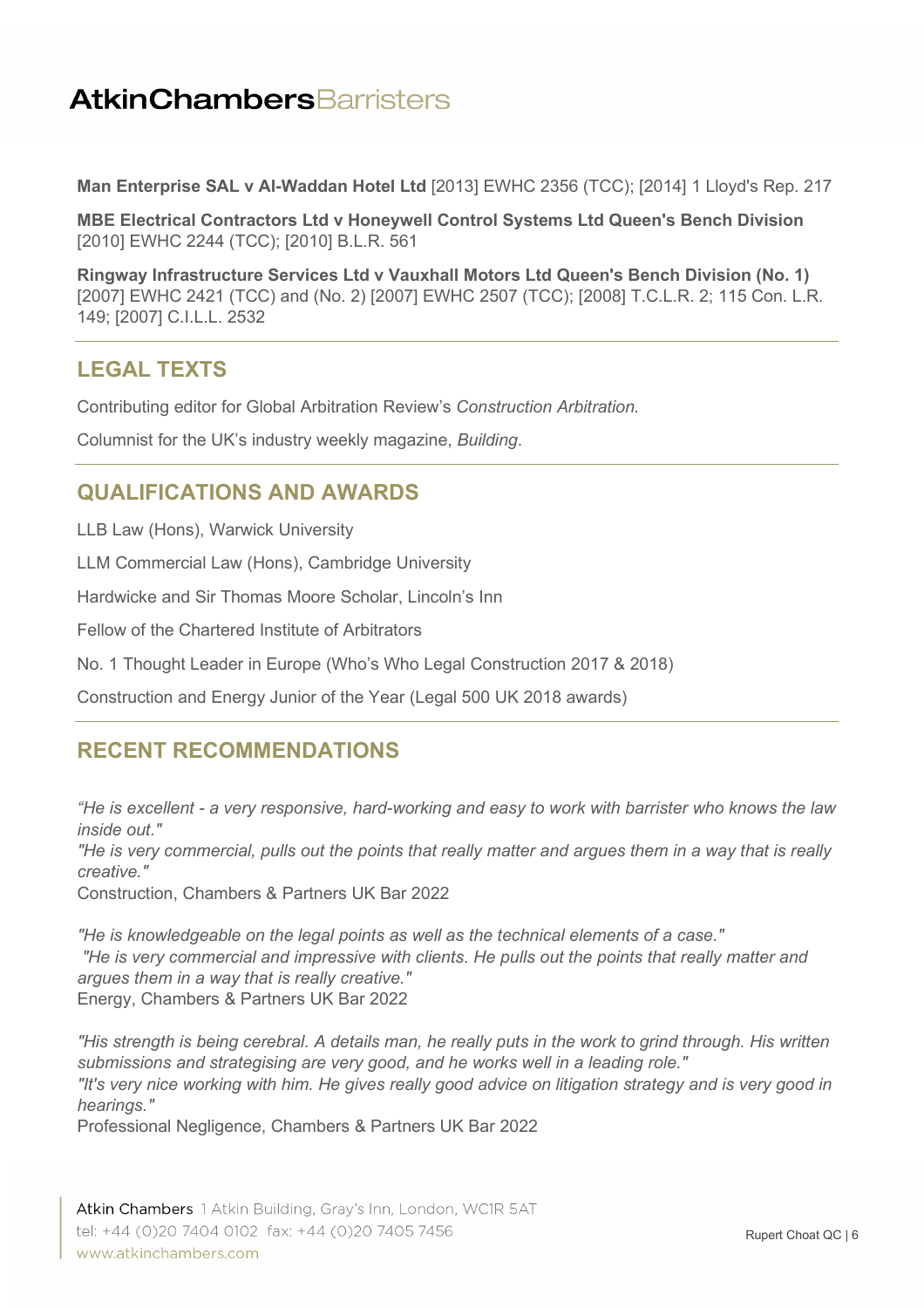**Man Enterprise SAL v Al-Waddan Hotel Ltd** [2013] EWHC 2356 (TCC); [2014] 1 Lloyd's Rep. 217

**MBE Electrical Contractors Ltd v Honeywell Control Systems Ltd Queen's Bench Division** [2010] EWHC 2244 (TCC); [2010] B.L.R. 561

**Ringway Infrastructure Services Ltd v Vauxhall Motors Ltd Queen's Bench Division (No. 1)** [2007] EWHC 2421 (TCC) and (No. 2) [2007] EWHC 2507 (TCC); [2008] T.C.L.R. 2; 115 Con. L.R. 149; [2007] C.I.L.L. 2532

## LEGAL TEXTS

Contributing editor for Global Arbitration Review's *Construction Arbitration.*

Columnist for the UK's industry weekly magazine, *Building*.

## QUALIFICATIONS AND AWARDS

LLB Law (Hons), Warwick University

LLM Commercial Law (Hons), Cambridge University

Hardwicke and Sir Thomas Moore Scholar, Lincoln's Inn

Fellow of the Chartered Institute of Arbitrators

No. 1 Thought Leader in Europe (Who's Who Legal Construction 2017 & 2018)

Construction and Energy Junior of the Year (Legal 500 UK 2018 awards)

## RECENT RECOMMENDATIONS

*"He is excellent - a very responsive, hard-working and easy to work with barrister who knows the law inside out."*
*"He is very commercial, pulls out the points that really matter and argues them in a way that is really creative."*
Construction, Chambers & Partners UK Bar 2022

*"He is knowledgeable on the legal points as well as the technical elements of a case."*
*"He is very commercial and impressive with clients. He pulls out the points that really matter and argues them in a way that is really creative."*
Energy, Chambers & Partners UK Bar 2022

*"His strength is being cerebral. A details man, he really puts in the work to grind through. His written submissions and strategising are very good, and he works well in a leading role."*
*"It's very nice working with him. He gives really good advice on litigation strategy and is very good in hearings."*
Professional Negligence, Chambers & Partners UK Bar 2022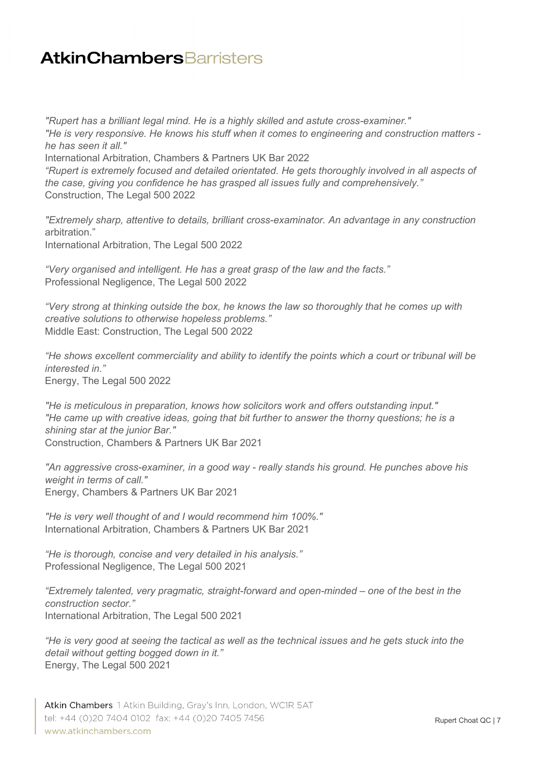*"Rupert has a brilliant legal mind. He is a highly skilled and astute cross-examiner."*
*"He is very responsive. He knows his stuff when it comes to engineering and construction matters - he has seen it all."*
International Arbitration, Chambers & Partners UK Bar 2022
*"Rupert is extremely focused and detailed orientated. He gets thoroughly involved in all aspects of the case, giving you confidence he has grasped all issues fully and comprehensively."*
Construction, The Legal 500 2022

*"Extremely sharp, attentive to details, brilliant cross-examinator. An advantage in any construction* arbitration."
International Arbitration, The Legal 500 2022

*"Very organised and intelligent. He has a great grasp of the law and the facts."*
Professional Negligence, The Legal 500 2022

*"Very strong at thinking outside the box, he knows the law so thoroughly that he comes up with creative solutions to otherwise hopeless problems."*
Middle East: Construction, The Legal 500 2022

*"He shows excellent commerciality and ability to identify the points which a court or tribunal will be interested in."*
Energy, The Legal 500 2022

*"He is meticulous in preparation, knows how solicitors work and offers outstanding input."*
*"He came up with creative ideas, going that bit further to answer the thorny questions; he is a shining star at the junior Bar."*
Construction, Chambers & Partners UK Bar 2021

*"An aggressive cross-examiner, in a good way - really stands his ground. He punches above his weight in terms of call."*
Energy, Chambers & Partners UK Bar 2021

*"He is very well thought of and I would recommend him 100%."*
International Arbitration, Chambers & Partners UK Bar 2021

*"He is thorough, concise and very detailed in his analysis."*
Professional Negligence, The Legal 500 2021

*"Extremely talented, very pragmatic, straight-forward and open-minded – one of the best in the construction sector."*
International Arbitration, The Legal 500 2021

*"He is very good at seeing the tactical as well as the technical issues and he gets stuck into the detail without getting bogged down in it."*
Energy, The Legal 500 2021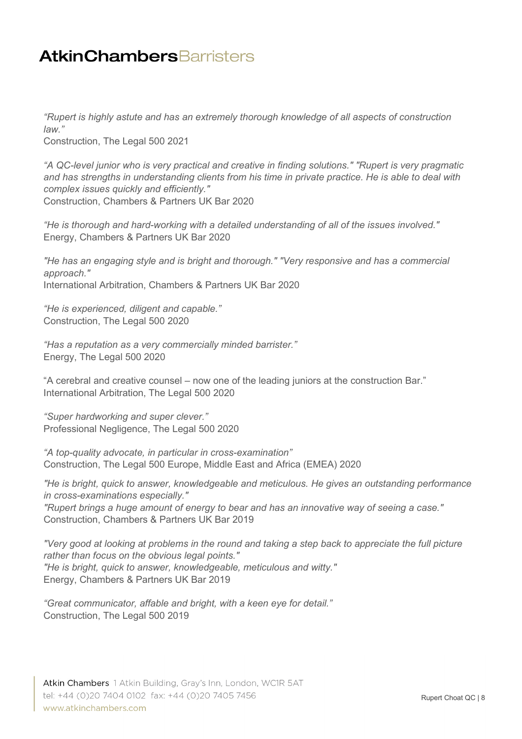*"Rupert is highly astute and has an extremely thorough knowledge of all aspects of construction law."*
Construction, The Legal 500 2021

*"A QC-level junior who is very practical and creative in finding solutions." "Rupert is very pragmatic and has strengths in understanding clients from his time in private practice. He is able to deal with complex issues quickly and efficiently."*
Construction, Chambers & Partners UK Bar 2020

*"He is thorough and hard-working with a detailed understanding of all of the issues involved."*
Energy, Chambers & Partners UK Bar 2020

*"He has an engaging style and is bright and thorough." "Very responsive and has a commercial approach."*
International Arbitration, Chambers & Partners UK Bar 2020

*"He is experienced, diligent and capable."*
Construction, The Legal 500 2020

*"Has a reputation as a very commercially minded barrister."*
Energy, The Legal 500 2020

"A cerebral and creative counsel – now one of the leading juniors at the construction Bar."
International Arbitration, The Legal 500 2020

*"Super hardworking and super clever."*
Professional Negligence, The Legal 500 2020

*"A top-quality advocate, in particular in cross-examination"*
Construction, The Legal 500 Europe, Middle East and Africa (EMEA) 2020

*"He is bright, quick to answer, knowledgeable and meticulous. He gives an outstanding performance in cross-examinations especially."*
*"Rupert brings a huge amount of energy to bear and has an innovative way of seeing a case."*
Construction, Chambers & Partners UK Bar 2019

*"Very good at looking at problems in the round and taking a step back to appreciate the full picture rather than focus on the obvious legal points."*
*"He is bright, quick to answer, knowledgeable, meticulous and witty."*
Energy, Chambers & Partners UK Bar 2019

*"Great communicator, affable and bright, with a keen eye for detail."*
Construction, The Legal 500 2019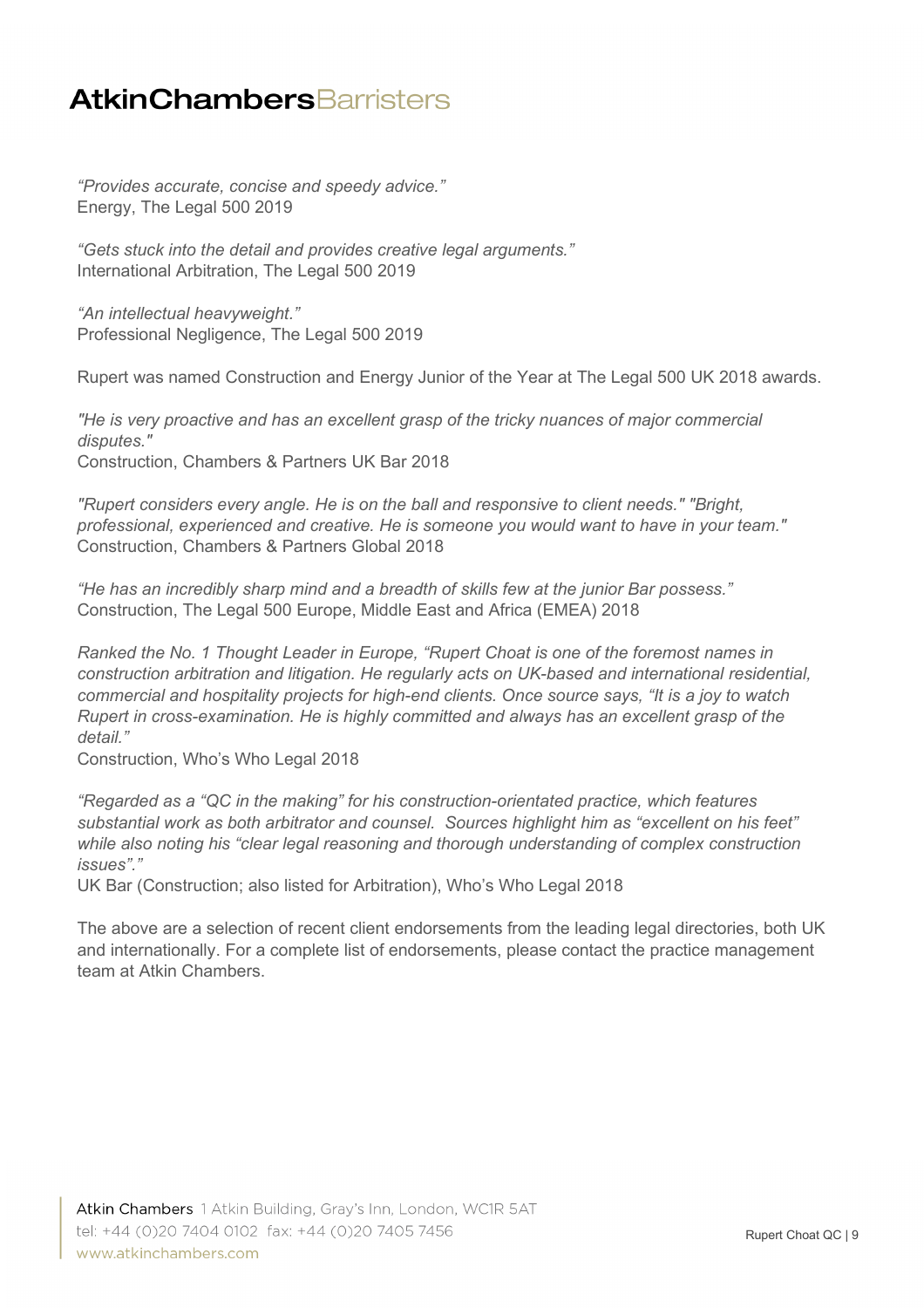*"Provides accurate, concise and speedy advice."*
Energy, The Legal 500 2019

*"Gets stuck into the detail and provides creative legal arguments."*
International Arbitration, The Legal 500 2019

*"An intellectual heavyweight."*
Professional Negligence, The Legal 500 2019

Rupert was named Construction and Energy Junior of the Year at The Legal 500 UK 2018 awards.

*"He is very proactive and has an excellent grasp of the tricky nuances of major commercial disputes."*
Construction, Chambers & Partners UK Bar 2018

*"Rupert considers every angle. He is on the ball and responsive to client needs." "Bright, professional, experienced and creative. He is someone you would want to have in your team."*
Construction, Chambers & Partners Global 2018

*"He has an incredibly sharp mind and a breadth of skills few at the junior Bar possess."*
Construction, The Legal 500 Europe, Middle East and Africa (EMEA) 2018

*Ranked the No. 1 Thought Leader in Europe, "Rupert Choat is one of the foremost names in construction arbitration and litigation. He regularly acts on UK-based and international residential, commercial and hospitality projects for high-end clients. Once source says, "It is a joy to watch Rupert in cross-examination. He is highly committed and always has an excellent grasp of the detail."*
Construction, Who's Who Legal 2018

*"Regarded as a "QC in the making" for his construction-orientated practice, which features substantial work as both arbitrator and counsel. Sources highlight him as "excellent on his feet" while also noting his "clear legal reasoning and thorough understanding of complex construction issues"."*
UK Bar (Construction; also listed for Arbitration), Who's Who Legal 2018

The above are a selection of recent client endorsements from the leading legal directories, both UK and internationally. For a complete list of endorsements, please contact the practice management team at Atkin Chambers.